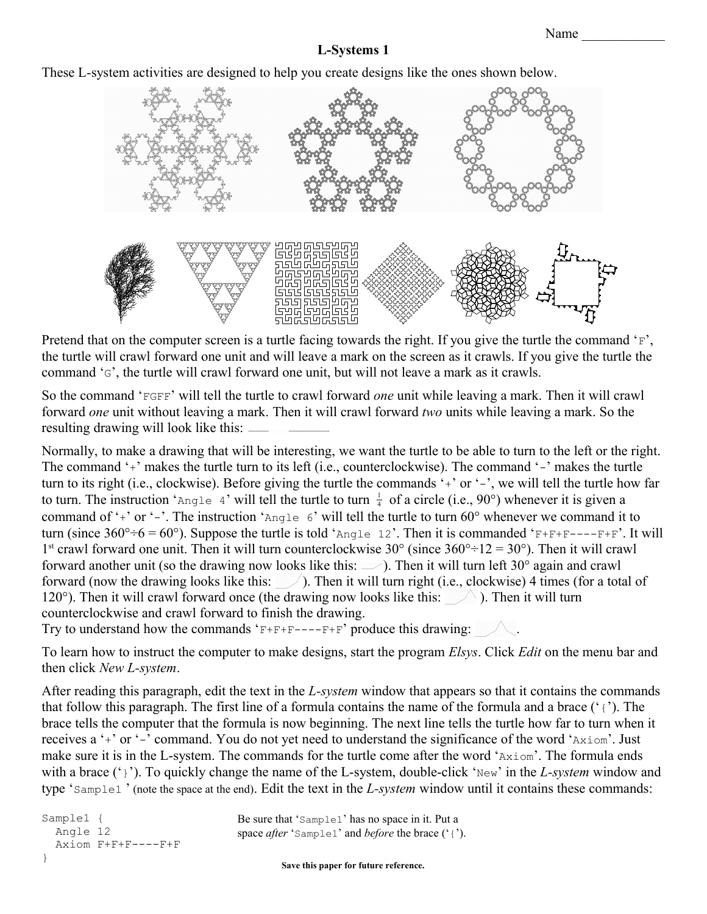Name ____________

# L-Systems 1

These L-system activities are designed to help you create designs like the ones shown below.

Pretend that on the computer screen is a turtle facing towards the right. If you give the turtle the command '`F`', the turtle will crawl forward one unit and will leave a mark on the screen as it crawls. If you give the turtle the command '`G`', the turtle will crawl forward one unit, but will not leave a mark as it crawls.

So the command '`FGFF`' will tell the turtle to crawl forward *one* unit while leaving a mark. Then it will crawl forward *one* unit without leaving a mark. Then it will crawl forward *two* units while leaving a mark. So the resulting drawing will look like this:

Normally, to make a drawing that will be interesting, we want the turtle to be able to turn to the left or the right. The command '`+`' makes the turtle turn to its left (i.e., counterclockwise). The command '`-`' makes the turtle turn to its right (i.e., clockwise). Before giving the turtle the commands '`+`' or '`-`', we will tell the turtle how far to turn. The instruction '`Angle 4`' will tell the turtle to turn $\frac{1}{4}$ of a circle (i.e., 90°) whenever it is given a command of '`+`' or '`-`'. The instruction '`Angle 6`' will tell the turtle to turn 60° whenever we command it to turn (since 360°÷6 = 60°). Suppose the turtle is told '`Angle 12`'. Then it is commanded '`F+F+F----F+F`'. It will 1st crawl forward one unit. Then it will turn counterclockwise 30° (since 360°÷12 = 30°). Then it will crawl forward another unit (so the drawing now looks like this: ). Then it will turn left 30° again and crawl forward (now the drawing looks like this: ). Then it will turn right (i.e., clockwise) 4 times (for a total of 120°). Then it will crawl forward once (the drawing now looks like this: ). Then it will turn counterclockwise and crawl forward to finish the drawing.

Try to understand how the commands '`F+F+F----F+F`' produce this drawing: .

To learn how to instruct the computer to make designs, start the program *Elsys*. Click *Edit* on the menu bar and then click *New L-system*.

After reading this paragraph, edit the text in the *L-system* window that appears so that it contains the commands that follow this paragraph. The first line of a formula contains the name of the formula and a brace ('`{`'). The brace tells the computer that the formula is now beginning. The next line tells the turtle how far to turn when it receives a '`+`' or '`-`' command. You do not yet need to understand the significance of the word '`Axiom`'. Just make sure it is in the L-system. The commands for the turtle come after the word '`Axiom`'. The formula ends with a brace ('`}`'). To quickly change the name of the L-system, double-click '`New`' in the *L-system* window and type '`Sample1 `' (note the space at the end). Edit the text in the *L-system* window until it contains these commands:

```
Sample1 {
  Angle 12
  Axiom F+F+F----F+F
}
```

Be sure that '`Sample1`' has no space in it. Put a space *after* '`Sample1`' and *before* the brace ('`{`').

**Save this paper for future reference.**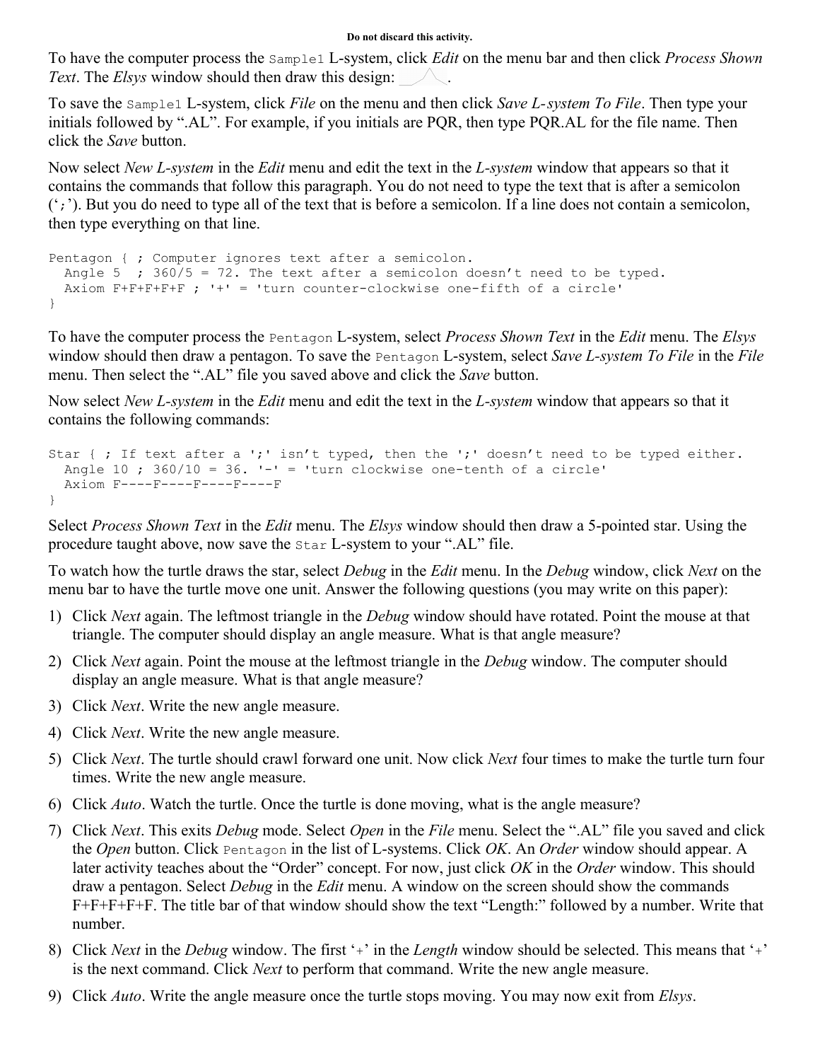**Do not discard this activity.**

To have the computer process the `Sample1` L-system, click *Edit* on the menu bar and then click *Process Shown Text*. The *Elsys* window should then draw this design: .

To save the `Sample1` L-system, click *File* on the menu and then click *Save L-system To File*. Then type your initials followed by ".AL". For example, if you initials are PQR, then type PQR.AL for the file name. Then click the *Save* button.

Now select *New L-system* in the *Edit* menu and edit the text in the *L-system* window that appears so that it contains the commands that follow this paragraph. You do not need to type the text that is after a semicolon ('`;`'). But you do need to type all of the text that is before a semicolon. If a line does not contain a semicolon, then type everything on that line.

```
Pentagon { ; Computer ignores text after a semicolon.
  Angle 5  ; 360/5 = 72. The text after a semicolon doesn't need to be typed.
  Axiom F+F+F+F+F ; '+' = 'turn counter-clockwise one-fifth of a circle'
}
```

To have the computer process the `Pentagon` L-system, select *Process Shown Text* in the *Edit* menu. The *Elsys* window should then draw a pentagon. To save the `Pentagon` L-system, select *Save L-system To File* in the *File* menu. Then select the ".AL" file you saved above and click the *Save* button.

Now select *New L-system* in the *Edit* menu and edit the text in the *L-system* window that appears so that it contains the following commands:

```
Star { ; If text after a ';' isn't typed, then the ';' doesn't need to be typed either.
  Angle 10 ; 360/10 = 36. '-' = 'turn clockwise one-tenth of a circle'
  Axiom F----F----F----F----F
}
```

Select *Process Shown Text* in the *Edit* menu. The *Elsys* window should then draw a 5-pointed star. Using the procedure taught above, now save the `Star` L-system to your ".AL" file.

To watch how the turtle draws the star, select *Debug* in the *Edit* menu. In the *Debug* window, click *Next* on the menu bar to have the turtle move one unit. Answer the following questions (you may write on this paper):

1) Click *Next* again. The leftmost triangle in the *Debug* window should have rotated. Point the mouse at that triangle. The computer should display an angle measure. What is that angle measure?
2) Click *Next* again. Point the mouse at the leftmost triangle in the *Debug* window. The computer should display an angle measure. What is that angle measure?
3) Click *Next*. Write the new angle measure.
4) Click *Next*. Write the new angle measure.
5) Click *Next*. The turtle should crawl forward one unit. Now click *Next* four times to make the turtle turn four times. Write the new angle measure.
6) Click *Auto*. Watch the turtle. Once the turtle is done moving, what is the angle measure?
7) Click *Next*. This exits *Debug* mode. Select *Open* in the *File* menu. Select the ".AL" file you saved and click the *Open* button. Click `Pentagon` in the list of L-systems. Click *OK*. An *Order* window should appear. A later activity teaches about the "Order" concept. For now, just click *OK* in the *Order* window. This should draw a pentagon. Select *Debug* in the *Edit* menu. A window on the screen should show the commands F+F+F+F+F. The title bar of that window should show the text "Length:" followed by a number. Write that number.
8) Click *Next* in the *Debug* window. The first '`+`' in the *Length* window should be selected. This means that '`+`' is the next command. Click *Next* to perform that command. Write the new angle measure.
9) Click *Auto*. Write the angle measure once the turtle stops moving. You may now exit from *Elsys*.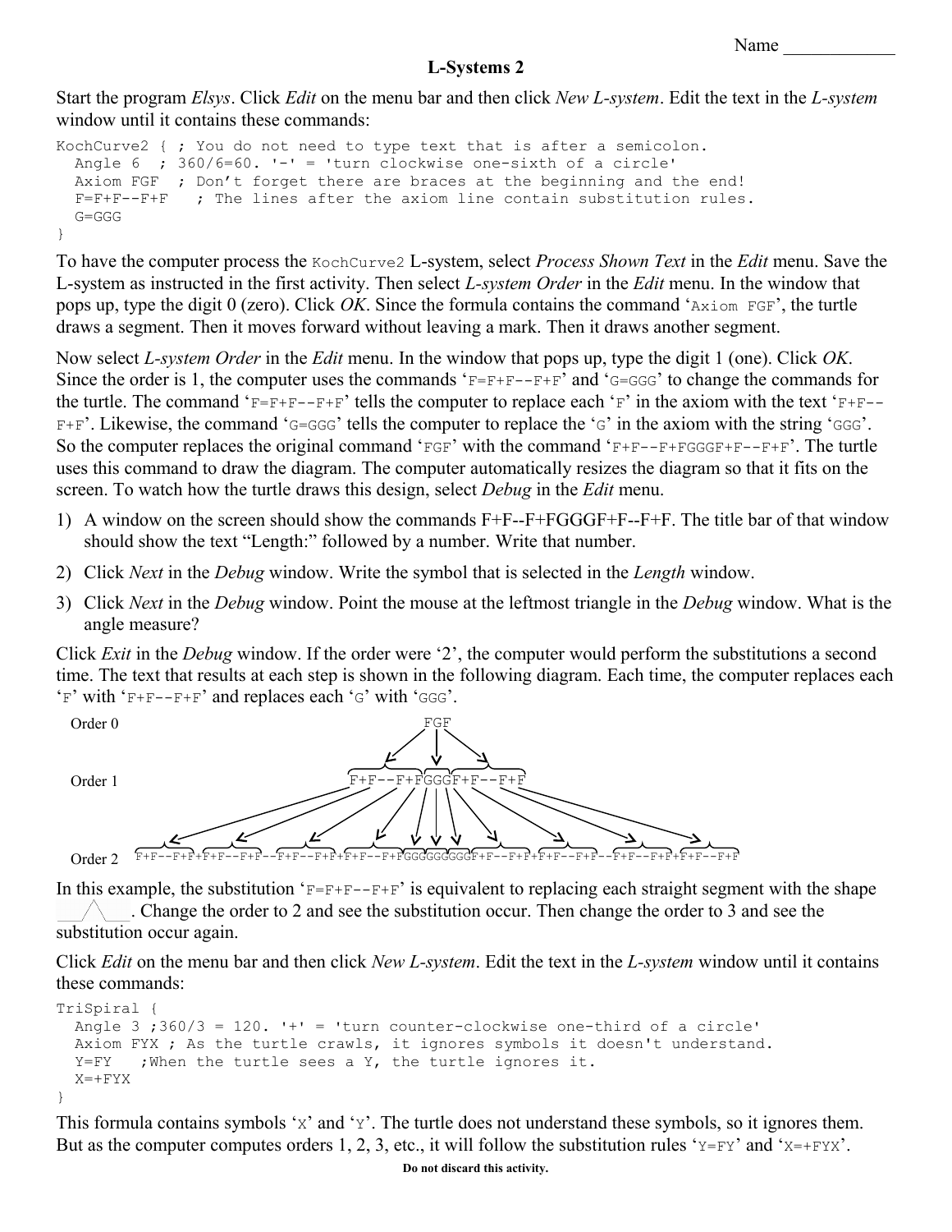Name ____________

# L-Systems 2

Start the program *Elsys*. Click *Edit* on the menu bar and then click *New L-system*. Edit the text in the *L-system* window until it contains these commands:

```
KochCurve2 { ; You do not need to type text that is after a semicolon.
  Angle 6  ; 360/6=60. '-' = 'turn clockwise one-sixth of a circle'
  Axiom FGF  ; Don't forget there are braces at the beginning and the end!
  F=F+F--F+F   ; The lines after the axiom line contain substitution rules.
  G=GGG
}
```

To have the computer process the `KochCurve2` L-system, select *Process Shown Text* in the *Edit* menu. Save the L-system as instructed in the first activity. Then select *L-system Order* in the *Edit* menu. In the window that pops up, type the digit 0 (zero). Click *OK*. Since the formula contains the command '`Axiom FGF`', the turtle draws a segment. Then it moves forward without leaving a mark. Then it draws another segment.

Now select *L-system Order* in the *Edit* menu. In the window that pops up, type the digit 1 (one). Click *OK*. Since the order is 1, the computer uses the commands '`F=F+F--F+F`' and '`G=GGG`' to change the commands for the turtle. The command '`F=F+F--F+F`' tells the computer to replace each '`F`' in the axiom with the text '`F+F--F+F`'. Likewise, the command '`G=GGG`' tells the computer to replace the '`G`' in the axiom with the string '`GGG`'. So the computer replaces the original command '`FGF`' with the command '`F+F--F+FGGGF+F--F+F`'. The turtle uses this command to draw the diagram. The computer automatically resizes the diagram so that it fits on the screen. To watch how the turtle draws this design, select *Debug* in the *Edit* menu.

1) A window on the screen should show the commands F+F--F+FGGGF+F--F+F. The title bar of that window should show the text "Length:" followed by a number. Write that number.
2) Click *Next* in the *Debug* window. Write the symbol that is selected in the *Length* window.
3) Click *Next* in the *Debug* window. Point the mouse at the leftmost triangle in the *Debug* window. What is the angle measure?

Click *Exit* in the *Debug* window. If the order were '2', the computer would perform the substitutions a second time. The text that results at each step is shown in the following diagram. Each time, the computer replaces each '`F`' with '`F+F--F+F`' and replaces each '`G`' with '`GGG`'.

Order 0 FGF

Order 1 F+F--F+FGGGF+F--F+F

Order 2 F+F--F+F+F+F--F+F--F+F--F+F+F+F--F+FGGGGGGGGGF+F--F+F+F+F--F+F--F+F--F+F+F+F--F+F

In this example, the substitution '`F=F+F--F+F`' is equivalent to replacing each straight segment with the shape \_\_/\\\_\_. Change the order to 2 and see the substitution occur. Then change the order to 3 and see the substitution occur again.

Click *Edit* on the menu bar and then click *New L-system*. Edit the text in the *L-system* window until it contains these commands:

```
TriSpiral {
  Angle 3 ;360/3 = 120. '+' = 'turn counter-clockwise one-third of a circle'
  Axiom FYX ; As the turtle crawls, it ignores symbols it doesn't understand.
  Y=FY   ;When the turtle sees a Y, the turtle ignores it.
  X=+FYX
}
```

This formula contains symbols '`X`' and '`Y`'. The turtle does not understand these symbols, so it ignores them. But as the computer computes orders 1, 2, 3, etc., it will follow the substitution rules '`Y=FY`' and '`X=+FYX`'.

**Do not discard this activity.**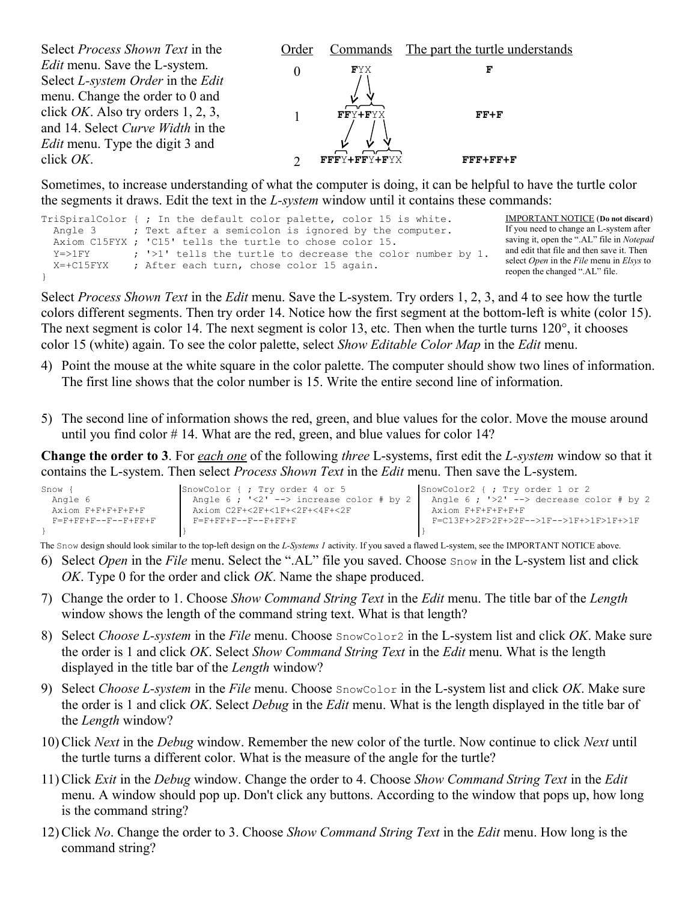Select *Process Shown Text* in the *Edit* menu. Save the L-system. Select *L-system Order* in the *Edit* menu. Change the order to 0 and click *OK*. Also try orders 1, 2, 3, and 14. Select *Curve Width* in the *Edit* menu. Type the digit 3 and click *OK*.

| Order | Commands | The part the turtle understands |
|---|---|---|
| 0 | **F**YX | **F** |
| 1 | **FF**Y**+F**YX | **FF+F** |
| 2 | **FFF**Y**+FF**Y**+F**YX | **FFF+FF+F** |

Sometimes, to increase understanding of what the computer is doing, it can be helpful to have the turtle color the segments it draws. Edit the text in the *L-system* window until it contains these commands:

```
TriSpiralColor { ; In the default color palette, color 15 is white.
  Angle 3       ; Text after a semicolon is ignored by the computer.
  Axiom C15FYX ; 'C15' tells the turtle to chose color 15.
  Y=>1FY        ; '>1' tells the turtle to decrease the color number by 1.
  X=+C15FYX     ; After each turn, chose color 15 again.
}
```

IMPORTANT NOTICE (**Do not discard**) If you need to change an L-system after saving it, open the ".AL" file in *Notepad* and edit that file and then save it. Then select *Open* in the *File* menu in *Elsys* to reopen the changed ".AL" file.

Select *Process Shown Text* in the *Edit* menu. Save the L-system. Try orders 1, 2, 3, and 4 to see how the turtle colors different segments. Then try order 14. Notice how the first segment at the bottom-left is white (color 15). The next segment is color 14. The next segment is color 13, etc. Then when the turtle turns 120°, it chooses color 15 (white) again. To see the color palette, select *Show Editable Color Map* in the *Edit* menu.

4) Point the mouse at the white square in the color palette. The computer should show two lines of information. The first line shows that the color number is 15. Write the entire second line of information.

5) The second line of information shows the red, green, and blue values for the color. Move the mouse around until you find color # 14. What are the red, green, and blue values for color 14?

**Change the order to 3**. For *each one* of the following *three* L-systems, first edit the *L-system* window so that it contains the L-system. Then select *Process Shown Text* in the *Edit* menu. Then save the L-system.

```
Snow {
  Angle 6
  Axiom F+F+F+F+F+F
  F=F+FF+F--F--F+FF+F
}
```

```
SnowColor { ; Try order 4 or 5
  Angle 6 ; '<2' --> increase color # by 2
  Axiom C2F+<2F+<1F+<2F+<4F+<2F
  F=F+FF+F--F--F+FF+F
}
```

```
SnowColor2 { ; Try order 1 or 2
  Angle 6 ; '>2' --> decrease color # by 2
  Axiom F+F+F+F+F+F
  F=C13F+>2F>2F+>2F-->1F-->1F+>1F>1F+>1F
}
```

The Snow design should look similar to the top-left design on the *L-Systems 1* activity. If you saved a flawed L-system, see the IMPORTANT NOTICE above.

6) Select *Open* in the *File* menu. Select the ".AL" file you saved. Choose Snow in the L-system list and click *OK*. Type 0 for the order and click *OK*. Name the shape produced.

7) Change the order to 1. Choose *Show Command String Text* in the *Edit* menu. The title bar of the *Length* window shows the length of the command string text. What is that length?

8) Select *Choose L-system* in the *File* menu. Choose SnowColor2 in the L-system list and click *OK*. Make sure the order is 1 and click *OK*. Select *Show Command String Text* in the *Edit* menu. What is the length displayed in the title bar of the *Length* window?

9) Select *Choose L-system* in the *File* menu. Choose SnowColor in the L-system list and click *OK*. Make sure the order is 1 and click *OK*. Select *Debug* in the *Edit* menu. What is the length displayed in the title bar of the *Length* window?

10) Click *Next* in the *Debug* window. Remember the new color of the turtle. Now continue to click *Next* until the turtle turns a different color. What is the measure of the angle for the turtle?

11) Click *Exit* in the *Debug* window. Change the order to 4. Choose *Show Command String Text* in the *Edit* menu. A window should pop up. Don't click any buttons. According to the window that pops up, how long is the command string?

12) Click *No*. Change the order to 3. Choose *Show Command String Text* in the *Edit* menu. How long is the command string?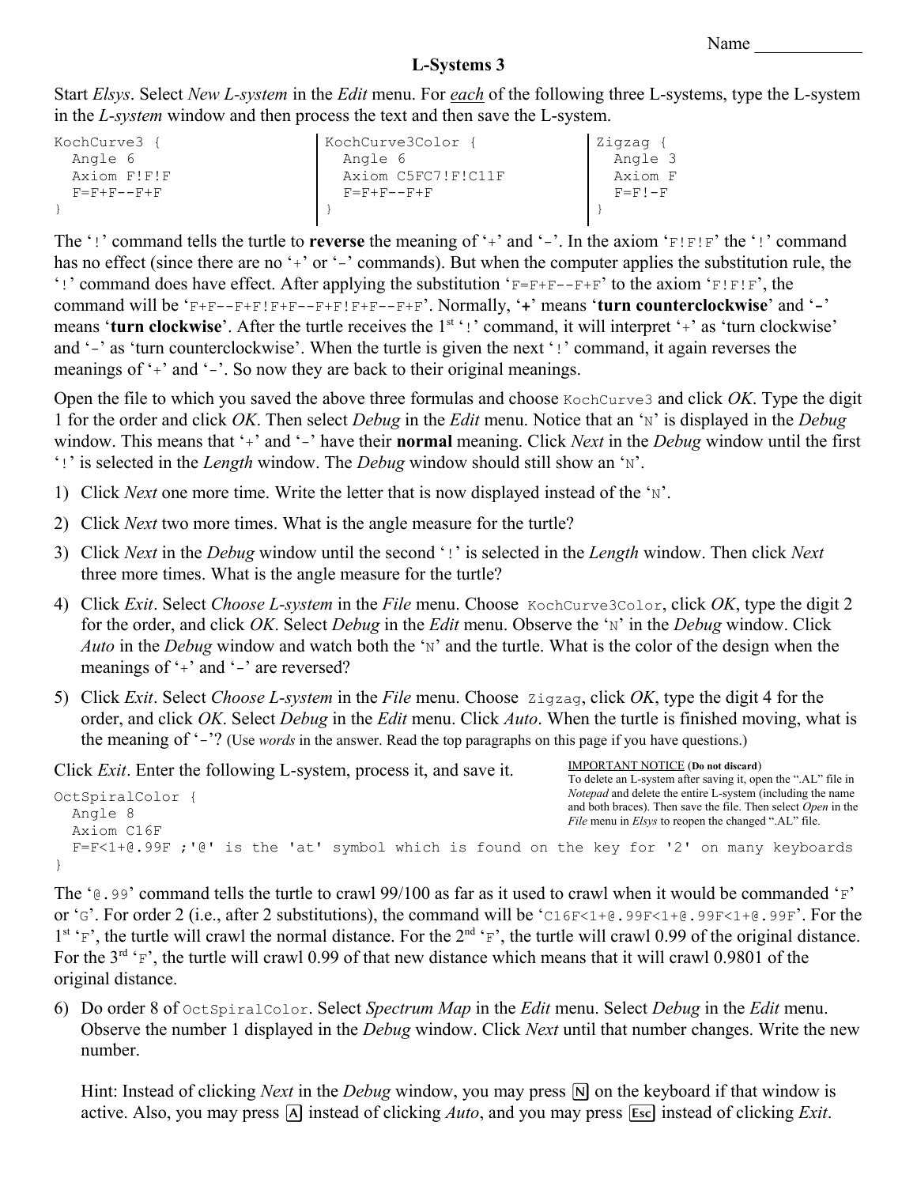Name ____________

# L-Systems 3

Start *Elsys*. Select *New L-system* in the *Edit* menu. For *each* of the following three L-systems, type the L-system in the *L-system* window and then process the text and then save the L-system.

```
KochCurve3 {
  Angle 6
  Axiom F!F!F
  F=F+F--F+F
}
```

```
KochCurve3Color {
  Angle 6
  Axiom C5FC7!F!C11F
  F=F+F--F+F
}
```

```
Zigzag {
  Angle 3
  Axiom F
  F=F!-F
}
```

The '`!`' command tells the turtle to **reverse** the meaning of '`+`' and '`-`'. In the axiom '`F!F!F`' the '`!`' command has no effect (since there are no '`+`' or '`-`' commands). But when the computer applies the substitution rule, the '`!`' command does have effect. After applying the substitution '`F=F+F--F+F`' to the axiom '`F!F!F`', the command will be '`F+F--F+F!F+F--F+F!F+F--F+F`'. Normally, '**+**' means '**turn counterclockwise**' and '**-**' means '**turn clockwise**'. After the turtle receives the 1st '`!`' command, it will interpret '`+`' as 'turn clockwise' and '`-`' as 'turn counterclockwise'. When the turtle is given the next '`!`' command, it again reverses the meanings of '`+`' and '`-`'. So now they are back to their original meanings.

Open the file to which you saved the above three formulas and choose `KochCurve3` and click *OK*. Type the digit 1 for the order and click *OK*. Then select *Debug* in the *Edit* menu. Notice that an '`N`' is displayed in the *Debug* window. This means that '`+`' and '`-`' have their **normal** meaning. Click *Next* in the *Debug* window until the first '`!`' is selected in the *Length* window. The *Debug* window should still show an '`N`'.

1) Click *Next* one more time. Write the letter that is now displayed instead of the '`N`'.
2) Click *Next* two more times. What is the angle measure for the turtle?
3) Click *Next* in the *Debug* window until the second '`!`' is selected in the *Length* window. Then click *Next* three more times. What is the angle measure for the turtle?
4) Click *Exit*. Select *Choose L-system* in the *File* menu. Choose `KochCurve3Color`, click *OK*, type the digit 2 for the order, and click *OK*. Select *Debug* in the *Edit* menu. Observe the '`N`' in the *Debug* window. Click *Auto* in the *Debug* window and watch both the '`N`' and the turtle. What is the color of the design when the meanings of '`+`' and '`-`' are reversed?
5) Click *Exit*. Select *Choose L-system* in the *File* menu. Choose `Zigzag`, click *OK*, type the digit 4 for the order, and click *OK*. Select *Debug* in the *Edit* menu. Click *Auto*. When the turtle is finished moving, what is the meaning of '`-`'? (Use *words* in the answer. Read the top paragraphs on this page if you have questions.)

Click *Exit*. Enter the following L-system, process it, and save it.

IMPORTANT NOTICE (**Do not discard**)
To delete an L-system after saving it, open the ".AL" file in *Notepad* and delete the entire L-system (including the name and both braces). Then save the file. Then select *Open* in the *File* menu in *Elsys* to reopen the changed ".AL" file.

```
OctSpiralColor {
  Angle 8
  Axiom C16F
  F=F<1+@.99F ;'@' is the 'at' symbol which is found on the key for '2' on many keyboards
}
```

The '`@.99`' command tells the turtle to crawl 99/100 as far as it used to crawl when it would be commanded '`F`' or '`G`'. For order 2 (i.e., after 2 substitutions), the command will be '`C16F<1+@.99F<1+@.99F<1+@.99F`'. For the 1st '`F`', the turtle will crawl the normal distance. For the 2nd '`F`', the turtle will crawl 0.99 of the original distance. For the 3rd '`F`', the turtle will crawl 0.99 of that new distance which means that it will crawl 0.9801 of the original distance.

6) Do order 8 of `OctSpiralColor`. Select *Spectrum Map* in the *Edit* menu. Select *Debug* in the *Edit* menu. Observe the number 1 displayed in the *Debug* window. Click *Next* until that number changes. Write the new number.

   Hint: Instead of clicking *Next* in the *Debug* window, you may press [N] on the keyboard if that window is active. Also, you may press [A] instead of clicking *Auto*, and you may press [Esc] instead of clicking *Exit*.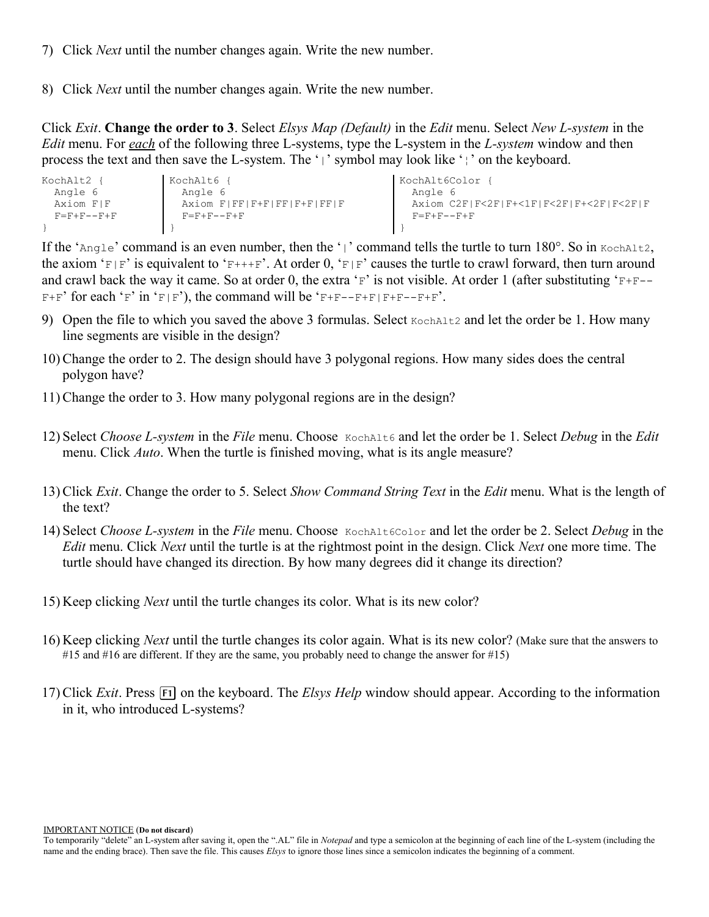7) Click *Next* until the number changes again. Write the new number.

8) Click *Next* until the number changes again. Write the new number.

Click *Exit*. **Change the order to 3**. Select *Elsys Map (Default)* in the *Edit* menu. Select *New L-system* in the *Edit* menu. For ***each*** of the following three L-systems, type the L-system in the *L-system* window and then process the text and then save the L-system. The '`|`' symbol may look like '`¦`' on the keyboard.

```
KochAlt2 {
  Angle 6
  Axiom F|F
  F=F+F--F+F
}
```

```
KochAlt6 {
  Angle 6
  Axiom F|FF|F+F|FF|F+F|FF|F
  F=F+F--F+F
}
```

```
KochAlt6Color {
  Angle 6
  Axiom C2F|F<2F|F+<1F|F<2F|F+<2F|F<2F|F
  F=F+F--F+F
}
```

If the '`Angle`' command is an even number, then the '`|`' command tells the turtle to turn 180°. So in `KochAlt2`, the axiom '`F|F`' is equivalent to '`F+++F`'. At order 0, '`F|F`' causes the turtle to crawl forward, then turn around and crawl back the way it came. So at order 0, the extra '`F`' is not visible. At order 1 (after substituting '`F+F--F+F`' for each '`F`' in '`F|F`'), the command will be '`F+F--F+F|F+F--F+F`'.

9) Open the file to which you saved the above 3 formulas. Select `KochAlt2` and let the order be 1. How many line segments are visible in the design?

10) Change the order to 2. The design should have 3 polygonal regions. How many sides does the central polygon have?

11) Change the order to 3. How many polygonal regions are in the design?

12) Select *Choose L-system* in the *File* menu. Choose `KochAlt6` and let the order be 1. Select *Debug* in the *Edit* menu. Click *Auto*. When the turtle is finished moving, what is its angle measure?

13) Click *Exit*. Change the order to 5. Select *Show Command String Text* in the *Edit* menu. What is the length of the text?

14) Select *Choose L-system* in the *File* menu. Choose `KochAlt6Color` and let the order be 2. Select *Debug* in the *Edit* menu. Click *Next* until the turtle is at the rightmost point in the design. Click *Next* one more time. The turtle should have changed its direction. By how many degrees did it change its direction?

15) Keep clicking *Next* until the turtle changes its color. What is its new color?

16) Keep clicking *Next* until the turtle changes its color again. What is its new color? (Make sure that the answers to #15 and #16 are different. If they are the same, you probably need to change the answer for #15)

17) Click *Exit*. Press F1 on the keyboard. The *Elsys Help* window should appear. According to the information in it, who introduced L-systems?

IMPORTANT NOTICE (**Do not discard**)
To temporarily "delete" an L-system after saving it, open the ".AL" file in *Notepad* and type a semicolon at the beginning of each line of the L-system (including the name and the ending brace). Then save the file. This causes *Elsys* to ignore those lines since a semicolon indicates the beginning of a comment.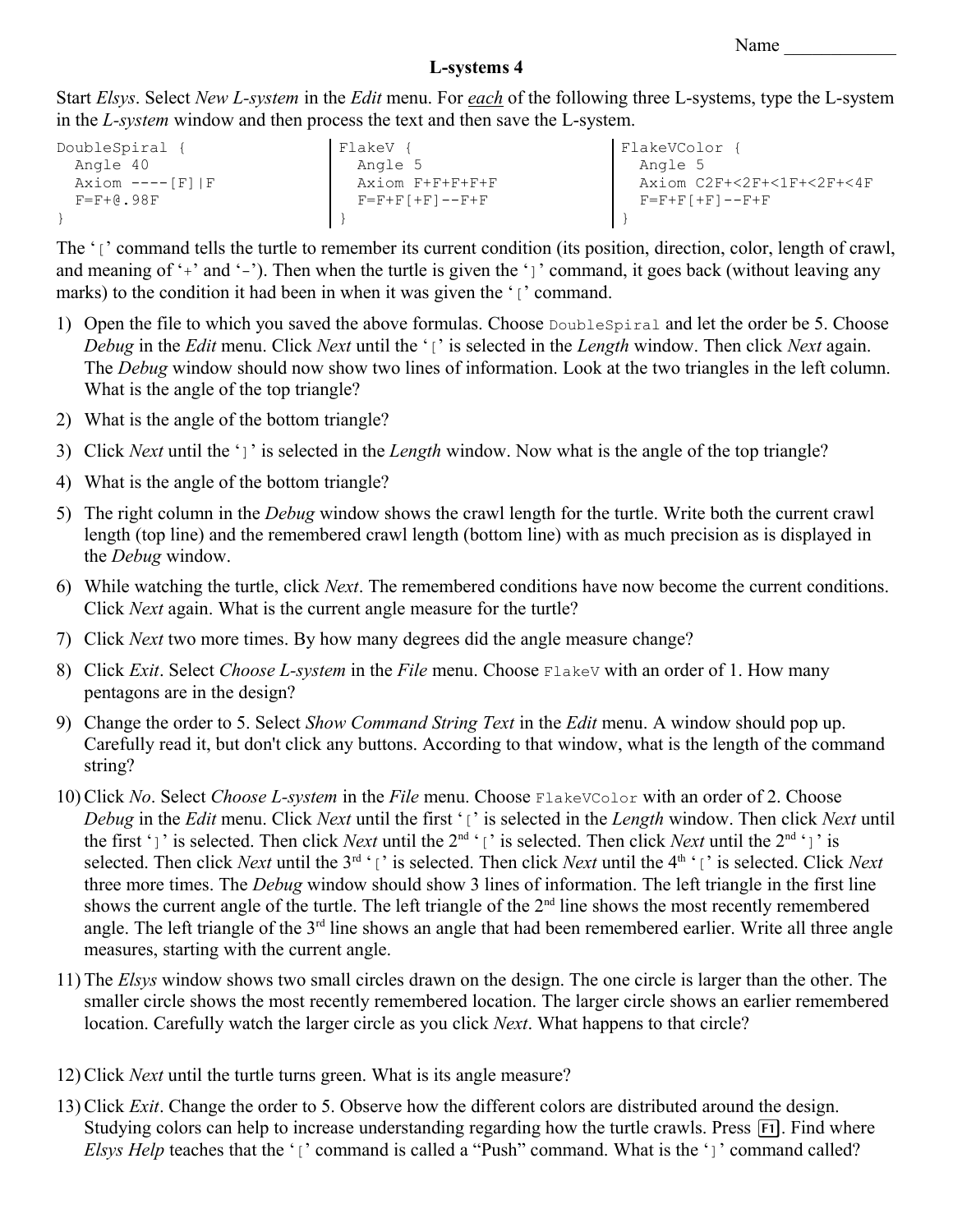Name ____________

# L-systems 4

Start *Elsys*. Select *New L-system* in the *Edit* menu. For ***each*** of the following three L-systems, type the L-system in the *L-system* window and then process the text and then save the L-system.

```
DoubleSpiral {
  Angle 40
  Axiom ----[F]|F
  F=F+@.98F
}
```

```
FlakeV {
  Angle 5
  Axiom F+F+F+F+F
  F=F+F[+F]--F+F
}
```

```
FlakeVColor {
  Angle 5
  Axiom C2F+<2F+<1F+<2F+<4F
  F=F+F[+F]--F+F
}
```

The '`[`' command tells the turtle to remember its current condition (its position, direction, color, length of crawl, and meaning of '`+`' and '`-`'). Then when the turtle is given the '`]`' command, it goes back (without leaving any marks) to the condition it had been in when it was given the '`[`' command.

1) Open the file to which you saved the above formulas. Choose `DoubleSpiral` and let the order be 5. Choose *Debug* in the *Edit* menu. Click *Next* until the '`[`' is selected in the *Length* window. Then click *Next* again. The *Debug* window should now show two lines of information. Look at the two triangles in the left column. What is the angle of the top triangle?

2) What is the angle of the bottom triangle?

3) Click *Next* until the '`]`' is selected in the *Length* window. Now what is the angle of the top triangle?

4) What is the angle of the bottom triangle?

5) The right column in the *Debug* window shows the crawl length for the turtle. Write both the current crawl length (top line) and the remembered crawl length (bottom line) with as much precision as is displayed in the *Debug* window.

6) While watching the turtle, click *Next*. The remembered conditions have now become the current conditions. Click *Next* again. What is the current angle measure for the turtle?

7) Click *Next* two more times. By how many degrees did the angle measure change?

8) Click *Exit*. Select *Choose L-system* in the *File* menu. Choose `FlakeV` with an order of 1. How many pentagons are in the design?

9) Change the order to 5. Select *Show Command String Text* in the *Edit* menu. A window should pop up. Carefully read it, but don't click any buttons. According to that window, what is the length of the command string?

10) Click *No*. Select *Choose L-system* in the *File* menu. Choose `FlakeVColor` with an order of 2. Choose *Debug* in the *Edit* menu. Click *Next* until the first '`[`' is selected in the *Length* window. Then click *Next* until the first '`]`' is selected. Then click *Next* until the 2nd '`[`' is selected. Then click *Next* until the 2nd '`]`' is selected. Then click *Next* until the 3rd '`[`' is selected. Then click *Next* until the 4th '`[`' is selected. Click *Next* three more times. The *Debug* window should show 3 lines of information. The left triangle in the first line shows the current angle of the turtle. The left triangle of the 2nd line shows the most recently remembered angle. The left triangle of the 3rd line shows an angle that had been remembered earlier. Write all three angle measures, starting with the current angle.

11) The *Elsys* window shows two small circles drawn on the design. The one circle is larger than the other. The smaller circle shows the most recently remembered location. The larger circle shows an earlier remembered location. Carefully watch the larger circle as you click *Next*. What happens to that circle?

12) Click *Next* until the turtle turns green. What is its angle measure?

13) Click *Exit*. Change the order to 5. Observe how the different colors are distributed around the design. Studying colors can help to increase understanding regarding how the turtle crawls. Press F1. Find where *Elsys Help* teaches that the '`[`' command is called a "Push" command. What is the '`]`' command called?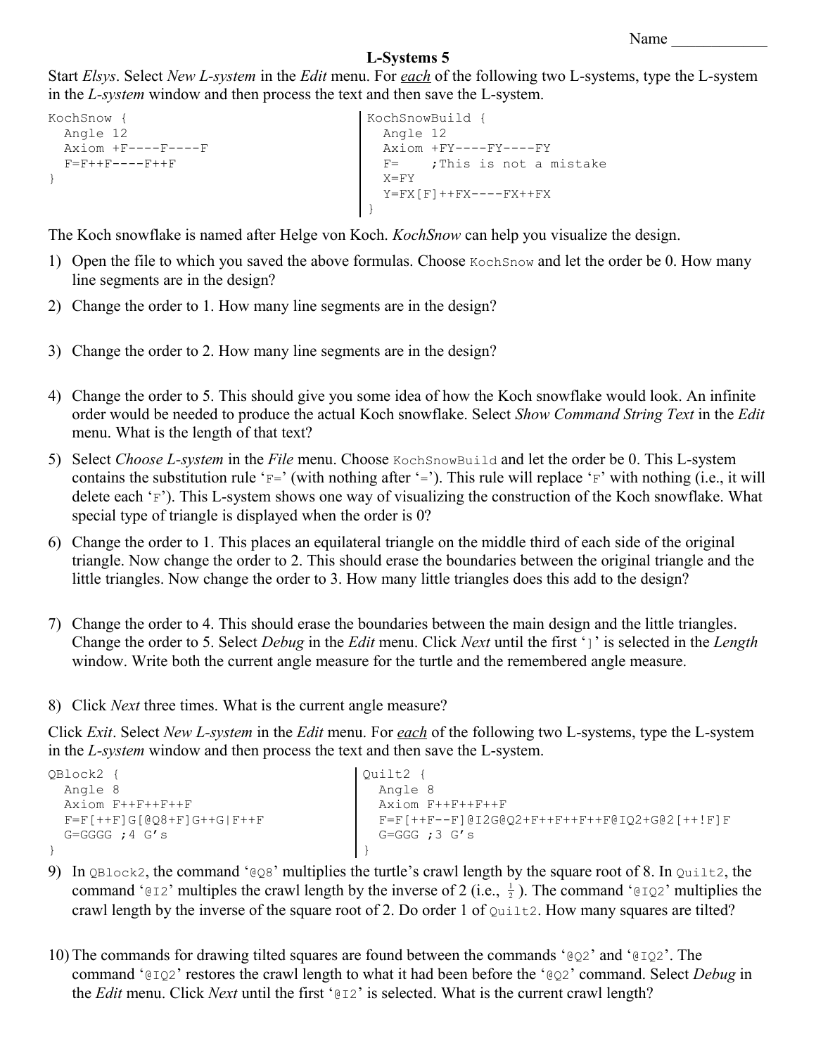Name ____________

# L-Systems 5

Start *Elsys*. Select *New L-system* in the *Edit* menu. For *each* of the following two L-systems, type the L-system in the *L-system* window and then process the text and then save the L-system.

```
KochSnow {
  Angle 12
  Axiom +F----F----F
  F=F++F----F++F
}
```

```
KochSnowBuild {
  Angle 12
  Axiom +FY----FY----FY
  F=    ;This is not a mistake
  X=FY
  Y=FX[F]++FX----FX++FX
}
```

The Koch snowflake is named after Helge von Koch. *KochSnow* can help you visualize the design.

1) Open the file to which you saved the above formulas. Choose `KochSnow` and let the order be 0. How many line segments are in the design?

2) Change the order to 1. How many line segments are in the design?

3) Change the order to 2. How many line segments are in the design?

4) Change the order to 5. This should give you some idea of how the Koch snowflake would look. An infinite order would be needed to produce the actual Koch snowflake. Select *Show Command String Text* in the *Edit* menu. What is the length of that text?

5) Select *Choose L-system* in the *File* menu. Choose `KochSnowBuild` and let the order be 0. This L-system contains the substitution rule '`F=`' (with nothing after '`=`'). This rule will replace '`F`' with nothing (i.e., it will delete each '`F`'). This L-system shows one way of visualizing the construction of the Koch snowflake. What special type of triangle is displayed when the order is 0?

6) Change the order to 1. This places an equilateral triangle on the middle third of each side of the original triangle. Now change the order to 2. This should erase the boundaries between the original triangle and the little triangles. Now change the order to 3. How many little triangles does this add to the design?

7) Change the order to 4. This should erase the boundaries between the main design and the little triangles. Change the order to 5. Select *Debug* in the *Edit* menu. Click *Next* until the first '`]`' is selected in the *Length* window. Write both the current angle measure for the turtle and the remembered angle measure.

8) Click *Next* three times. What is the current angle measure?

Click *Exit*. Select *New L-system* in the *Edit* menu. For *each* of the following two L-systems, type the L-system in the *L-system* window and then process the text and then save the L-system.

```
QBlock2 {
  Angle 8
  Axiom F++F++F++F
  F=F[++F]G[@Q8+F]G++G|F++F
  G=GGGG ;4 G's
}
```

```
Quilt2 {
  Angle 8
  Axiom F++F++F++F
  F=F[++F--F]@I2G@Q2+F++F++F++F@IQ2+G@2[++!F]F
  G=GGG ;3 G's
}
```

9) In `QBlock2`, the command '`@Q8`' multiplies the turtle's crawl length by the square root of 8. In `Quilt2`, the command '`@I2`' multiplies the crawl length by the inverse of 2 (i.e., $\frac{1}{2}$). The command '`@IQ2`' multiplies the crawl length by the inverse of the square root of 2. Do order 1 of `Quilt2`. How many squares are tilted?

10) The commands for drawing tilted squares are found between the commands '`@Q2`' and '`@IQ2`'. The command '`@IQ2`' restores the crawl length to what it had been before the '`@Q2`' command. Select *Debug* in the *Edit* menu. Click *Next* until the first '`@I2`' is selected. What is the current crawl length?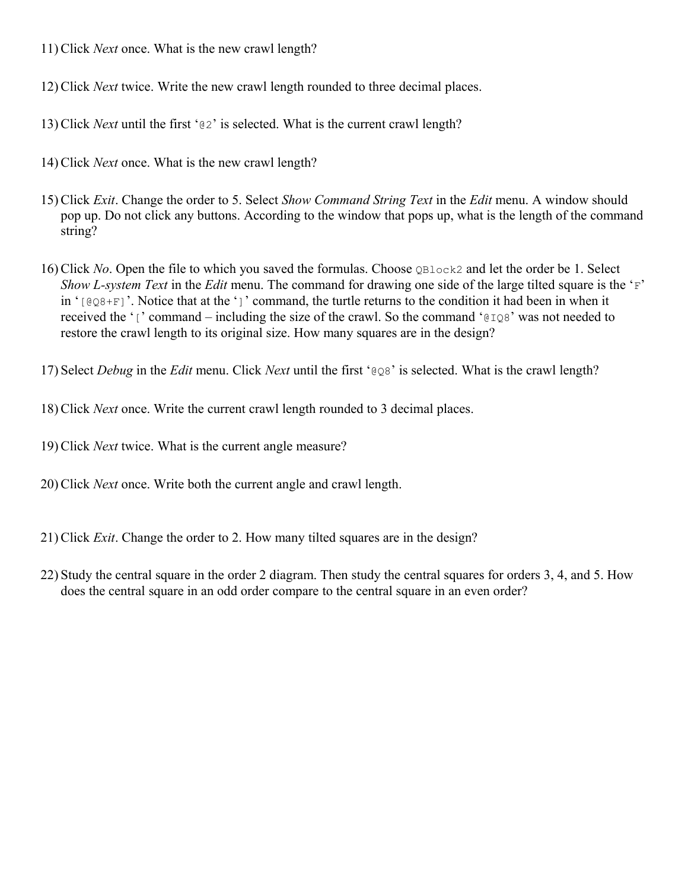11) Click *Next* once. What is the new crawl length?

12) Click *Next* twice. Write the new crawl length rounded to three decimal places.

13) Click *Next* until the first '`@2`' is selected. What is the current crawl length?

14) Click *Next* once. What is the new crawl length?

15) Click *Exit*. Change the order to 5. Select *Show Command String Text* in the *Edit* menu. A window should pop up. Do not click any buttons. According to the window that pops up, what is the length of the command string?

16) Click *No*. Open the file to which you saved the formulas. Choose `QBlock2` and let the order be 1. Select *Show L-system Text* in the *Edit* menu. The command for drawing one side of the large tilted square is the '`F`' in '`[@Q8+F]`'. Notice that at the '`]`' command, the turtle returns to the condition it had been in when it received the '`[`' command – including the size of the crawl. So the command '`@IQ8`' was not needed to restore the crawl length to its original size. How many squares are in the design?

17) Select *Debug* in the *Edit* menu. Click *Next* until the first '`@Q8`' is selected. What is the crawl length?

18) Click *Next* once. Write the current crawl length rounded to 3 decimal places.

19) Click *Next* twice. What is the current angle measure?

20) Click *Next* once. Write both the current angle and crawl length.

21) Click *Exit*. Change the order to 2. How many tilted squares are in the design?

22) Study the central square in the order 2 diagram. Then study the central squares for orders 3, 4, and 5. How does the central square in an odd order compare to the central square in an even order?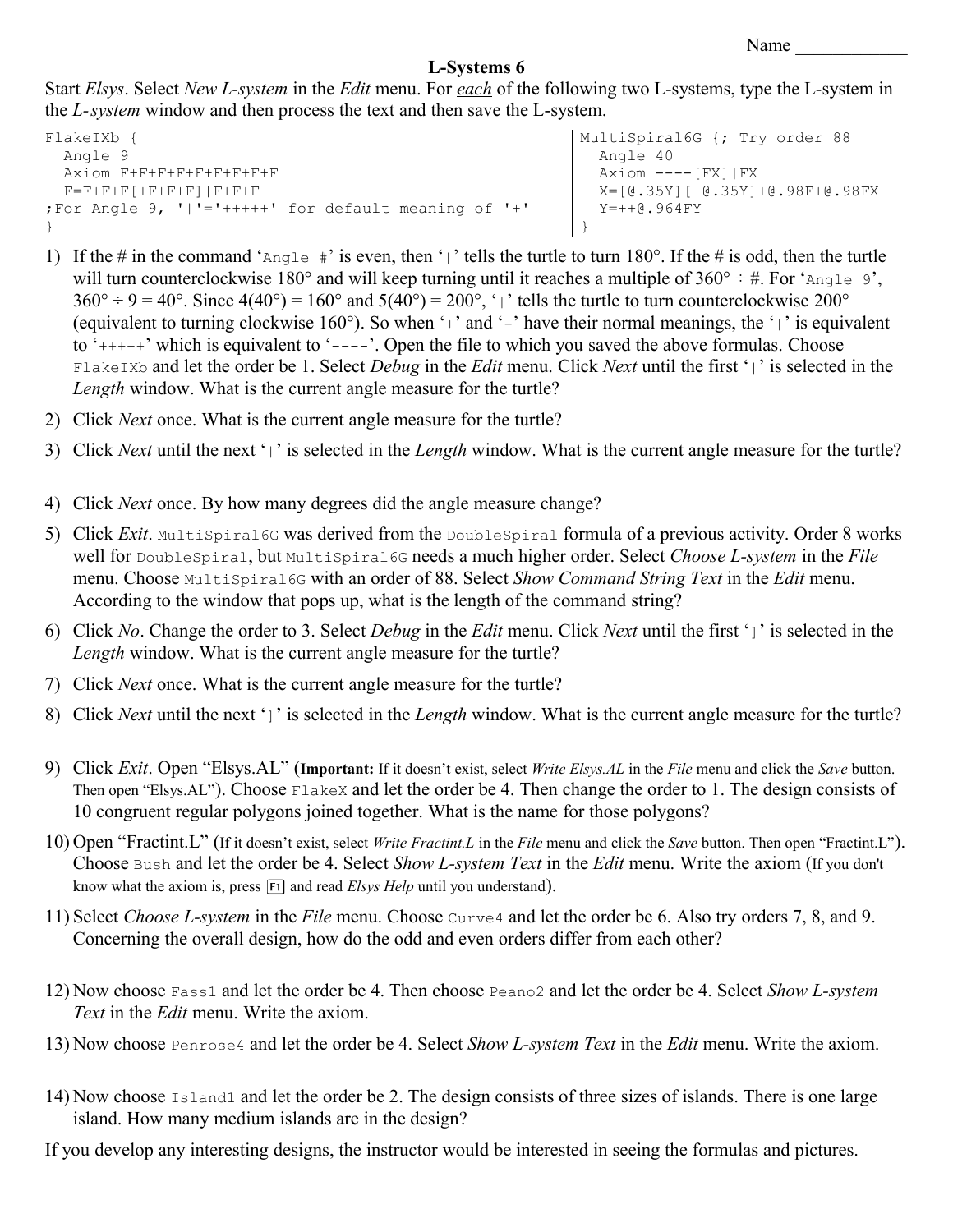Name ____________

# L-Systems 6

Start *Elsys*. Select *New L-system* in the *Edit* menu. For *each* of the following two L-systems, type the L-system in the *L-system* window and then process the text and then save the L-system.

```
FlakeIXb {
  Angle 9
  Axiom F+F+F+F+F+F+F+F+F
  F=F+F+F[+F+F+F]|F+F+F
;For Angle 9, '|'='+++++' for default meaning of '+'
}
```

```
MultiSpiral6G {; Try order 88
  Angle 40
  Axiom ----[FX]|FX
  X=[@.35Y][|@.35Y]+@.98F+@.98FX
  Y=++@.964FY
}
```

1) If the # in the command '`Angle #`' is even, then '`|`' tells the turtle to turn 180°. If the # is odd, then the turtle will turn counterclockwise 180° and will keep turning until it reaches a multiple of 360° ÷ #. For '`Angle 9`', 360° ÷ 9 = 40°. Since 4(40°) = 160° and 5(40°) = 200°, '`|`' tells the turtle to turn counterclockwise 200° (equivalent to turning clockwise 160°). So when '`+`' and '`-`' have their normal meanings, the '`|`' is equivalent to '`+++++`' which is equivalent to '`----`'. Open the file to which you saved the above formulas. Choose `FlakeIXb` and let the order be 1. Select *Debug* in the *Edit* menu. Click *Next* until the first '`|`' is selected in the *Length* window. What is the current angle measure for the turtle?
2) Click *Next* once. What is the current angle measure for the turtle?
3) Click *Next* until the next '`|`' is selected in the *Length* window. What is the current angle measure for the turtle?
4) Click *Next* once. By how many degrees did the angle measure change?
5) Click *Exit*. `MultiSpiral6G` was derived from the `DoubleSpiral` formula of a previous activity. Order 8 works well for `DoubleSpiral`, but `MultiSpiral6G` needs a much higher order. Select *Choose L-system* in the *File* menu. Choose `MultiSpiral6G` with an order of 88. Select *Show Command String Text* in the *Edit* menu. According to the window that pops up, what is the length of the command string?
6) Click *No*. Change the order to 3. Select *Debug* in the *Edit* menu. Click *Next* until the first '`]`' is selected in the *Length* window. What is the current angle measure for the turtle?
7) Click *Next* once. What is the current angle measure for the turtle?
8) Click *Next* until the next '`]`' is selected in the *Length* window. What is the current angle measure for the turtle?
9) Click *Exit*. Open "Elsys.AL" (**Important:** If it doesn't exist, select *Write Elsys.AL* in the *File* menu and click the *Save* button. Then open "Elsys.AL"). Choose `FlakeX` and let the order be 4. Then change the order to 1. The design consists of 10 congruent regular polygons joined together. What is the name for those polygons?
10) Open "Fractint.L" (If it doesn't exist, select *Write Fractint.L* in the *File* menu and click the *Save* button. Then open "Fractint.L"). Choose `Bush` and let the order be 4. Select *Show L-system Text* in the *Edit* menu. Write the axiom (If you don't know what the axiom is, press F1 and read *Elsys Help* until you understand).
11) Select *Choose L-system* in the *File* menu. Choose `Curve4` and let the order be 6. Also try orders 7, 8, and 9. Concerning the overall design, how do the odd and even orders differ from each other?
12) Now choose `Fass1` and let the order be 4. Then choose `Peano2` and let the order be 4. Select *Show L-system Text* in the *Edit* menu. Write the axiom.
13) Now choose `Penrose4` and let the order be 4. Select *Show L-system Text* in the *Edit* menu. Write the axiom.
14) Now choose `Island1` and let the order be 2. The design consists of three sizes of islands. There is one large island. How many medium islands are in the design?

If you develop any interesting designs, the instructor would be interested in seeing the formulas and pictures.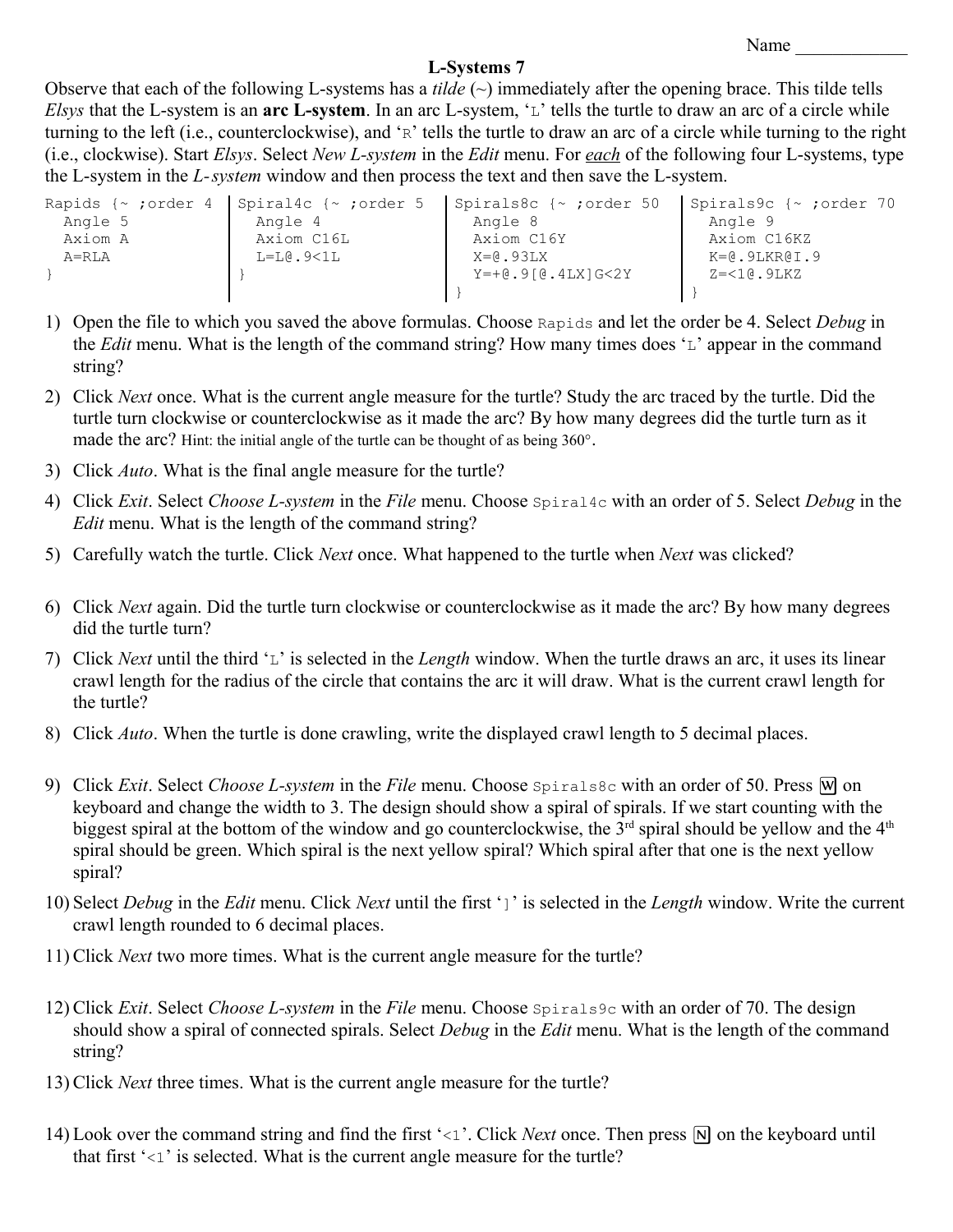Name ____________

# L-Systems 7

Observe that each of the following L-systems has a *tilde* (~) immediately after the opening brace. This tilde tells *Elsys* that the L-system is an **arc L-system**. In an arc L-system, 'L' tells the turtle to draw an arc of a circle while turning to the left (i.e., counterclockwise), and 'R' tells the turtle to draw an arc of a circle while turning to the right (i.e., clockwise). Start *Elsys*. Select *New L-system* in the *Edit* menu. For *each* of the following four L-systems, type the L-system in the *L-system* window and then process the text and then save the L-system.

```
Rapids {~ ;order 4
  Angle 5
  Axiom A
  A=RLA
}
```

```
Spiral4c {~ ;order 5
  Angle 4
  Axiom C16L
  L=L@.9<1L
}
```

```
Spirals8c {~ ;order 50
  Angle 8
  Axiom C16Y
  X=@.93LX
  Y=+@.9[@.4LX]G<2Y
}
```

```
Spirals9c {~ ;order 70
  Angle 9
  Axiom C16KZ
  K=@.9LKR@I.9
  Z=<1@.9LKZ
}
```

1) Open the file to which you saved the above formulas. Choose `Rapids` and let the order be 4. Select *Debug* in the *Edit* menu. What is the length of the command string? How many times does 'L' appear in the command string?

2) Click *Next* once. What is the current angle measure for the turtle? Study the arc traced by the turtle. Did the turtle turn clockwise or counterclockwise as it made the arc? By how many degrees did the turtle turn as it made the arc? Hint: the initial angle of the turtle can be thought of as being 360°.

3) Click *Auto*. What is the final angle measure for the turtle?

4) Click *Exit*. Select *Choose L-system* in the *File* menu. Choose `Spiral4c` with an order of 5. Select *Debug* in the *Edit* menu. What is the length of the command string?

5) Carefully watch the turtle. Click *Next* once. What happened to the turtle when *Next* was clicked?

6) Click *Next* again. Did the turtle turn clockwise or counterclockwise as it made the arc? By how many degrees did the turtle turn?

7) Click *Next* until the third 'L' is selected in the *Length* window. When the turtle draws an arc, it uses its linear crawl length for the radius of the circle that contains the arc it will draw. What is the current crawl length for the turtle?

8) Click *Auto*. When the turtle is done crawling, write the displayed crawl length to 5 decimal places.

9) Click *Exit*. Select *Choose L-system* in the *File* menu. Choose `Spirals8c` with an order of 50. Press W on keyboard and change the width to 3. The design should show a spiral of spirals. If we start counting with the biggest spiral at the bottom of the window and go counterclockwise, the 3rd spiral should be yellow and the 4th spiral should be green. Which spiral is the next yellow spiral? Which spiral after that one is the next yellow spiral?

10) Select *Debug* in the *Edit* menu. Click *Next* until the first ']' is selected in the *Length* window. Write the current crawl length rounded to 6 decimal places.

11) Click *Next* two more times. What is the current angle measure for the turtle?

12) Click *Exit*. Select *Choose L-system* in the *File* menu. Choose `Spirals9c` with an order of 70. The design should show a spiral of connected spirals. Select *Debug* in the *Edit* menu. What is the length of the command string?

13) Click *Next* three times. What is the current angle measure for the turtle?

14) Look over the command string and find the first '<1'. Click *Next* once. Then press N on the keyboard until that first '<1' is selected. What is the current angle measure for the turtle?